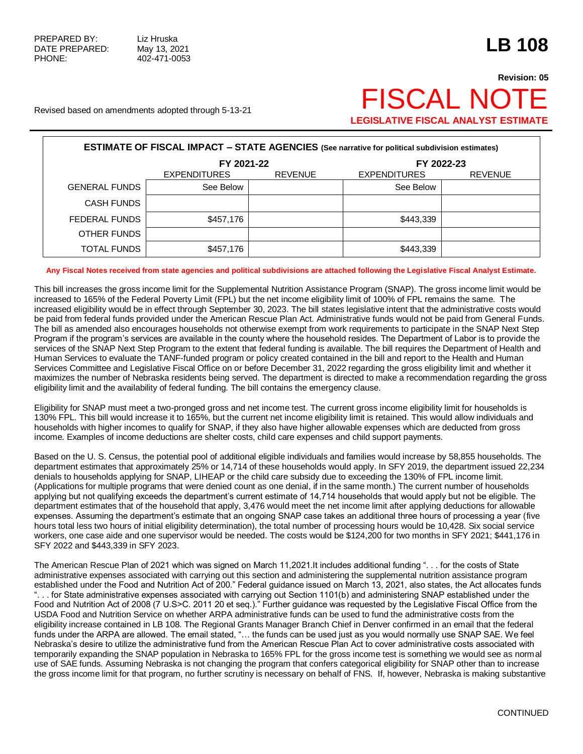PREPARED BY: Liz Hruska
DATE PREPARED: May 13, 2021
PHONE: 402-471-0053

# LB 108

**Revision: 05**

# FISCAL NOTE

**LEGISLATIVE FISCAL ANALYST ESTIMATE**

Revised based on amendments adopted through 5-13-21

**ESTIMATE OF FISCAL IMPACT – STATE AGENCIES (See narrative for political subdivision estimates)**

| | FY 2021-22 | | FY 2022-23 | |
|---|---|---|---|---|
| | EXPENDITURES | REVENUE | EXPENDITURES | REVENUE |
| GENERAL FUNDS | See Below | | See Below | |
| CASH FUNDS | | | | |
| FEDERAL FUNDS | $457,176 | | $443,339 | |
| OTHER FUNDS | | | | |
| TOTAL FUNDS | $457,176 | | $443,339 | |

**Any Fiscal Notes received from state agencies and political subdivisions are attached following the Legislative Fiscal Analyst Estimate.**

This bill increases the gross income limit for the Supplemental Nutrition Assistance Program (SNAP). The gross income limit would be increased to 165% of the Federal Poverty Limit (FPL) but the net income eligibility limit of 100% of FPL remains the same. The increased eligibility would be in effect through September 30, 2023. The bill states legislative intent that the administrative costs would be paid from federal funds provided under the American Rescue Plan Act. Administrative funds would not be paid from General Funds. The bill as amended also encourages households not otherwise exempt from work requirements to participate in the SNAP Next Step Program if the program's services are available in the county where the household resides. The Department of Labor is to provide the services of the SNAP Next Step Program to the extent that federal funding is available. The bill requires the Department of Health and Human Services to evaluate the TANF-funded program or policy created contained in the bill and report to the Health and Human Services Committee and Legislative Fiscal Office on or before December 31, 2022 regarding the gross eligibility limit and whether it maximizes the number of Nebraska residents being served. The department is directed to make a recommendation regarding the gross eligibility limit and the availability of federal funding. The bill contains the emergency clause.

Eligibility for SNAP must meet a two-pronged gross and net income test. The current gross income eligibility limit for households is 130% FPL. This bill would increase it to 165%, but the current net income eligibility limit is retained. This would allow individuals and households with higher incomes to qualify for SNAP, if they also have higher allowable expenses which are deducted from gross income. Examples of income deductions are shelter costs, child care expenses and child support payments.

Based on the U. S. Census, the potential pool of additional eligible individuals and families would increase by 58,855 households. The department estimates that approximately 25% or 14,714 of these households would apply. In SFY 2019, the department issued 22,234 denials to households applying for SNAP, LIHEAP or the child care subsidy due to exceeding the 130% of FPL income limit. (Applications for multiple programs that were denied count as one denial, if in the same month.) The current number of households applying but not qualifying exceeds the department's current estimate of 14,714 households that would apply but not be eligible. The department estimates that of the household that apply, 3,476 would meet the net income limit after applying deductions for allowable expenses. Assuming the department's estimate that an ongoing SNAP case takes an additional three hours of processing a year (five hours total less two hours of initial eligibility determination), the total number of processing hours would be 10,428. Six social service workers, one case aide and one supervisor would be needed. The costs would be $124,200 for two months in SFY 2021; $441,176 in SFY 2022 and $443,339 in SFY 2023.

The American Rescue Plan of 2021 which was signed on March 11,2021.It includes additional funding ". . . for the costs of State administrative expenses associated with carrying out this section and administering the supplemental nutrition assistance program established under the Food and Nutrition Act of 200." Federal guidance issued on March 13, 2021, also states, the Act allocates funds ". . . for State administrative expenses associated with carrying out Section 1101(b) and administering SNAP established under the Food and Nutrition Act of 2008 (7 U.S>C. 2011 20 et seq.)." Further guidance was requested by the Legislative Fiscal Office from the USDA Food and Nutrition Service on whether ARPA administrative funds can be used to fund the administrative costs from the eligibility increase contained in LB 108. The Regional Grants Manager Branch Chief in Denver confirmed in an email that the federal funds under the ARPA are allowed. The email stated, "… the funds can be used just as you would normally use SNAP SAE. We feel Nebraska's desire to utilize the administrative fund from the American Rescue Plan Act to cover administrative costs associated with temporarily expanding the SNAP population in Nebraska to 165% FPL for the gross income test is something we would see as normal use of SAE funds. Assuming Nebraska is not changing the program that confers categorical eligibility for SNAP other than to increase the gross income limit for that program, no further scrutiny is necessary on behalf of FNS. If, however, Nebraska is making substantive

CONTINUED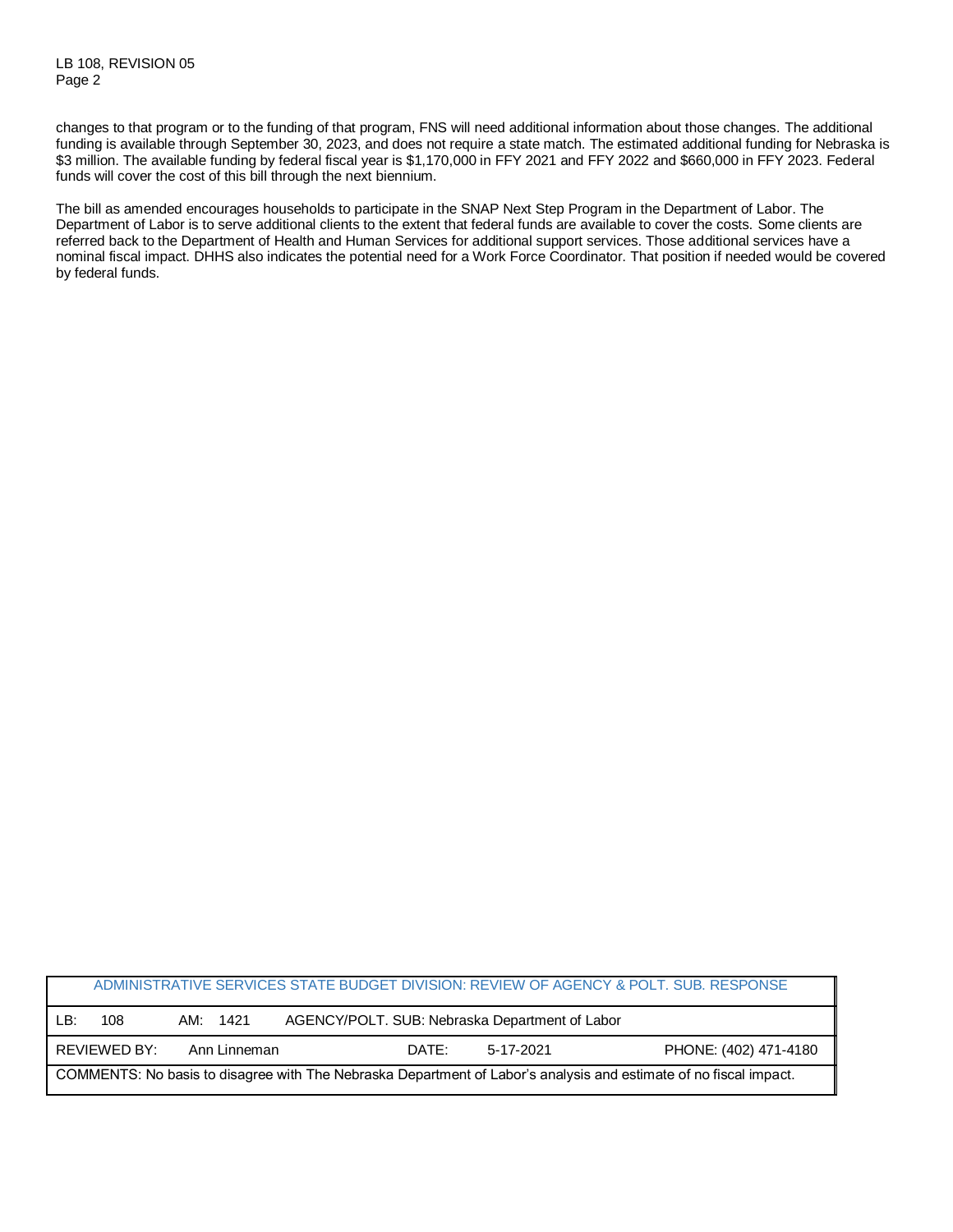changes to that program or to the funding of that program, FNS will need additional information about those changes. The additional funding is available through September 30, 2023, and does not require a state match. The estimated additional funding for Nebraska is $3 million. The available funding by federal fiscal year is $1,170,000 in FFY 2021 and FFY 2022 and $660,000 in FFY 2023. Federal funds will cover the cost of this bill through the next biennium.

The bill as amended encourages households to participate in the SNAP Next Step Program in the Department of Labor. The Department of Labor is to serve additional clients to the extent that federal funds are available to cover the costs. Some clients are referred back to the Department of Health and Human Services for additional support services. Those additional services have a nominal fiscal impact. DHHS also indicates the potential need for a Work Force Coordinator. That position if needed would be covered by federal funds.

| ADMINISTRATIVE SERVICES STATE BUDGET DIVISION: REVIEW OF AGENCY & POLT. SUB. RESPONSE | | | |
|---|---|---|---|
| LB: 108 | AM: 1421 | AGENCY/POLT. SUB: Nebraska Department of Labor | |
| REVIEWED BY: Ann Linneman | | DATE: 5-17-2021 | PHONE: (402) 471-4180 |
| COMMENTS: No basis to disagree with The Nebraska Department of Labor's analysis and estimate of no fiscal impact. | | | |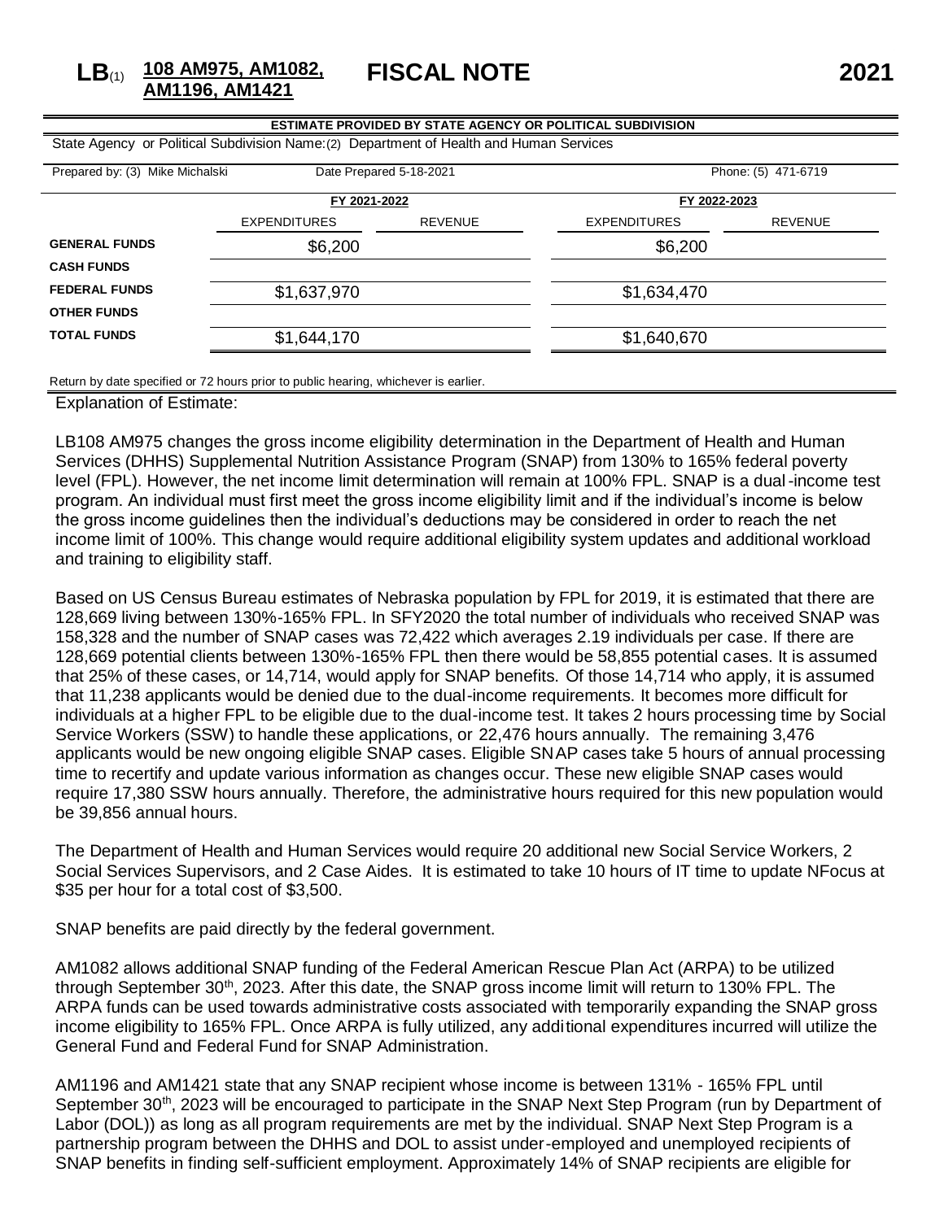# LB(1) 108 AM975, AM1082, AM1196, AM1421 FISCAL NOTE 2021

**ESTIMATE PROVIDED BY STATE AGENCY OR POLITICAL SUBDIVISION**

State Agency or Political Subdivision Name:(2) Department of Health and Human Services

Prepared by: (3) Mike Michalski Date Prepared 5-18-2021 Phone: (5) 471-6719

| | FY 2021-2022 | | FY 2022-2023 | |
|---|---|---|---|---|
| | EXPENDITURES | REVENUE | EXPENDITURES | REVENUE |
| **GENERAL FUNDS** | $6,200 | | $6,200 | |
| **CASH FUNDS** | | | | |
| **FEDERAL FUNDS** | $1,637,970 | | $1,634,470 | |
| **OTHER FUNDS** | | | | |
| **TOTAL FUNDS** | $1,644,170 | | $1,640,670 | |

Return by date specified or 72 hours prior to public hearing, whichever is earlier.

Explanation of Estimate:

LB108 AM975 changes the gross income eligibility determination in the Department of Health and Human Services (DHHS) Supplemental Nutrition Assistance Program (SNAP) from 130% to 165% federal poverty level (FPL). However, the net income limit determination will remain at 100% FPL. SNAP is a dual-income test program. An individual must first meet the gross income eligibility limit and if the individual's income is below the gross income guidelines then the individual's deductions may be considered in order to reach the net income limit of 100%. This change would require additional eligibility system updates and additional workload and training to eligibility staff.

Based on US Census Bureau estimates of Nebraska population by FPL for 2019, it is estimated that there are 128,669 living between 130%-165% FPL. In SFY2020 the total number of individuals who received SNAP was 158,328 and the number of SNAP cases was 72,422 which averages 2.19 individuals per case. If there are 128,669 potential clients between 130%-165% FPL then there would be 58,855 potential cases. It is assumed that 25% of these cases, or 14,714, would apply for SNAP benefits. Of those 14,714 who apply, it is assumed that 11,238 applicants would be denied due to the dual-income requirements. It becomes more difficult for individuals at a higher FPL to be eligible due to the dual-income test. It takes 2 hours processing time by Social Service Workers (SSW) to handle these applications, or 22,476 hours annually. The remaining 3,476 applicants would be new ongoing eligible SNAP cases. Eligible SNAP cases take 5 hours of annual processing time to recertify and update various information as changes occur. These new eligible SNAP cases would require 17,380 SSW hours annually. Therefore, the administrative hours required for this new population would be 39,856 annual hours.

The Department of Health and Human Services would require 20 additional new Social Service Workers, 2 Social Services Supervisors, and 2 Case Aides. It is estimated to take 10 hours of IT time to update NFocus at $35 per hour for a total cost of $3,500.

SNAP benefits are paid directly by the federal government.

AM1082 allows additional SNAP funding of the Federal American Rescue Plan Act (ARPA) to be utilized through September 30th, 2023. After this date, the SNAP gross income limit will return to 130% FPL. The ARPA funds can be used towards administrative costs associated with temporarily expanding the SNAP gross income eligibility to 165% FPL. Once ARPA is fully utilized, any additional expenditures incurred will utilize the General Fund and Federal Fund for SNAP Administration.

AM1196 and AM1421 state that any SNAP recipient whose income is between 131% - 165% FPL until September 30th, 2023 will be encouraged to participate in the SNAP Next Step Program (run by Department of Labor (DOL)) as long as all program requirements are met by the individual. SNAP Next Step Program is a partnership program between the DHHS and DOL to assist under-employed and unemployed recipients of SNAP benefits in finding self-sufficient employment. Approximately 14% of SNAP recipients are eligible for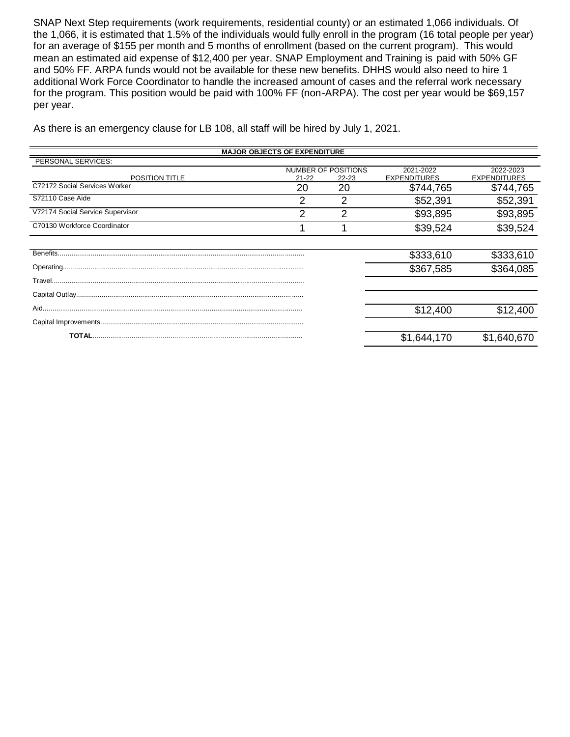SNAP Next Step requirements (work requirements, residential county) or an estimated 1,066 individuals. Of the 1,066, it is estimated that 1.5% of the individuals would fully enroll in the program (16 total people per year) for an average of $155 per month and 5 months of enrollment (based on the current program). This would mean an estimated aid expense of $12,400 per year. SNAP Employment and Training is paid with 50% GF and 50% FF. ARPA funds would not be available for these new benefits. DHHS would also need to hire 1 additional Work Force Coordinator to handle the increased amount of cases and the referral work necessary for the program. This position would be paid with 100% FF (non-ARPA). The cost per year would be $69,157 per year.

As there is an emergency clause for LB 108, all staff will be hired by July 1, 2021.

| MAJOR OBJECTS OF EXPENDITURE | | | | |
|---|---|---|---|---|
| PERSONAL SERVICES: | | | | |
| | NUMBER OF POSITIONS | | 2021-2022 | 2022-2023 |
| POSITION TITLE | 21-22 | 22-23 | EXPENDITURES | EXPENDITURES |
| C72172 Social Services Worker | 20 | 20 | $744,765 | $744,765 |
| S72110 Case Aide | 2 | 2 | $52,391 | $52,391 |
| V72174 Social Service Supervisor | 2 | 2 | $93,895 | $93,895 |
| C70130 Workforce Coordinator | 1 | 1 | $39,524 | $39,524 |
| Benefits | | | $333,610 | $333,610 |
| Operating | | | $367,585 | $364,085 |
| Travel | | | | |
| Capital Outlay | | | | |
| Aid | | | $12,400 | $12,400 |
| Capital Improvements | | | | |
| **TOTAL** | | | $1,644,170 | $1,640,670 |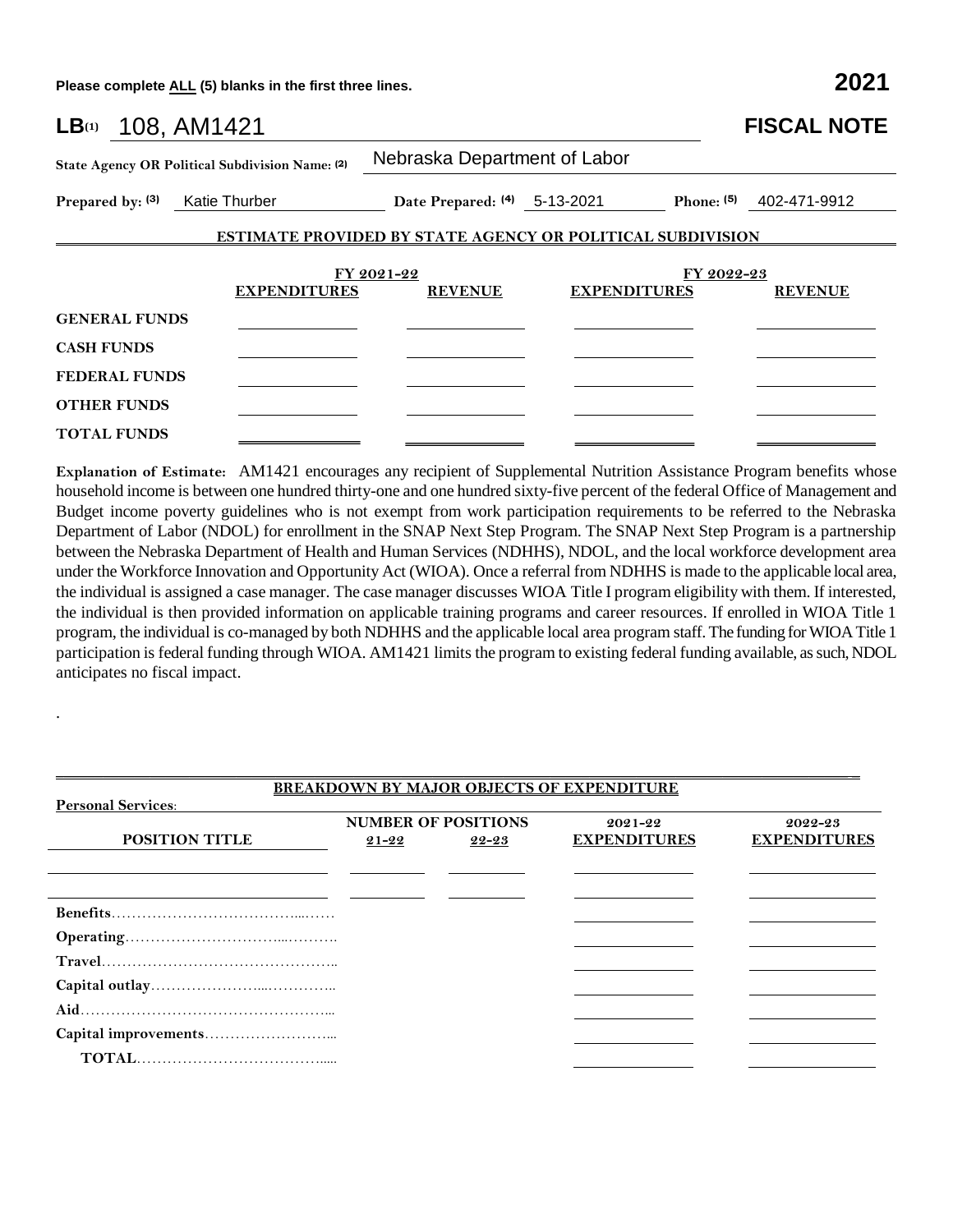Please complete ALL (5) blanks in the first three lines. **2021**

**LB**(1) 108, AM1421 **FISCAL NOTE**

**State Agency OR Political Subdivision Name:** (2) Nebraska Department of Labor

**Prepared by:** (3) Katie Thurber **Date Prepared:** (4) 5-13-2021 **Phone:** (5) 402-471-9912

**ESTIMATE PROVIDED BY STATE AGENCY OR POLITICAL SUBDIVISION**

| | FY 2021-22 | | FY 2022-23 | |
|---|---|---|---|---|
| | **EXPENDITURES** | **REVENUE** | **EXPENDITURES** | **REVENUE** |
| **GENERAL FUNDS** | | | | |
| **CASH FUNDS** | | | | |
| **FEDERAL FUNDS** | | | | |
| **OTHER FUNDS** | | | | |
| **TOTAL FUNDS** | | | | |

**Explanation of Estimate:** AM1421 encourages any recipient of Supplemental Nutrition Assistance Program benefits whose household income is between one hundred thirty-one and one hundred sixty-five percent of the federal Office of Management and Budget income poverty guidelines who is not exempt from work participation requirements to be referred to the Nebraska Department of Labor (NDOL) for enrollment in the SNAP Next Step Program. The SNAP Next Step Program is a partnership between the Nebraska Department of Health and Human Services (NDHHS), NDOL, and the local workforce development area under the Workforce Innovation and Opportunity Act (WIOA). Once a referral from NDHHS is made to the applicable local area, the individual is assigned a case manager. The case manager discusses WIOA Title I program eligibility with them. If interested, the individual is then provided information on applicable training programs and career resources. If enrolled in WIOA Title 1 program, the individual is co-managed by both NDHHS and the applicable local area program staff. The funding for WIOA Title 1 participation is federal funding through WIOA. AM1421 limits the program to existing federal funding available, as such, NDOL anticipates no fiscal impact.

.

**BREAKDOWN BY MAJOR OBJECTS OF EXPENDITURE**

**Personal Services:**

| POSITION TITLE | NUMBER OF POSITIONS 21-22 | 22-23 | 2021-22 EXPENDITURES | 2022-23 EXPENDITURES |
|---|---|---|---|---|
| | | | | |
| | | | | |
| **Benefits** | | | | |
| **Operating** | | | | |
| **Travel** | | | | |
| **Capital outlay** | | | | |
| **Aid** | | | | |
| **Capital improvements** | | | | |
| **TOTAL** | | | | |